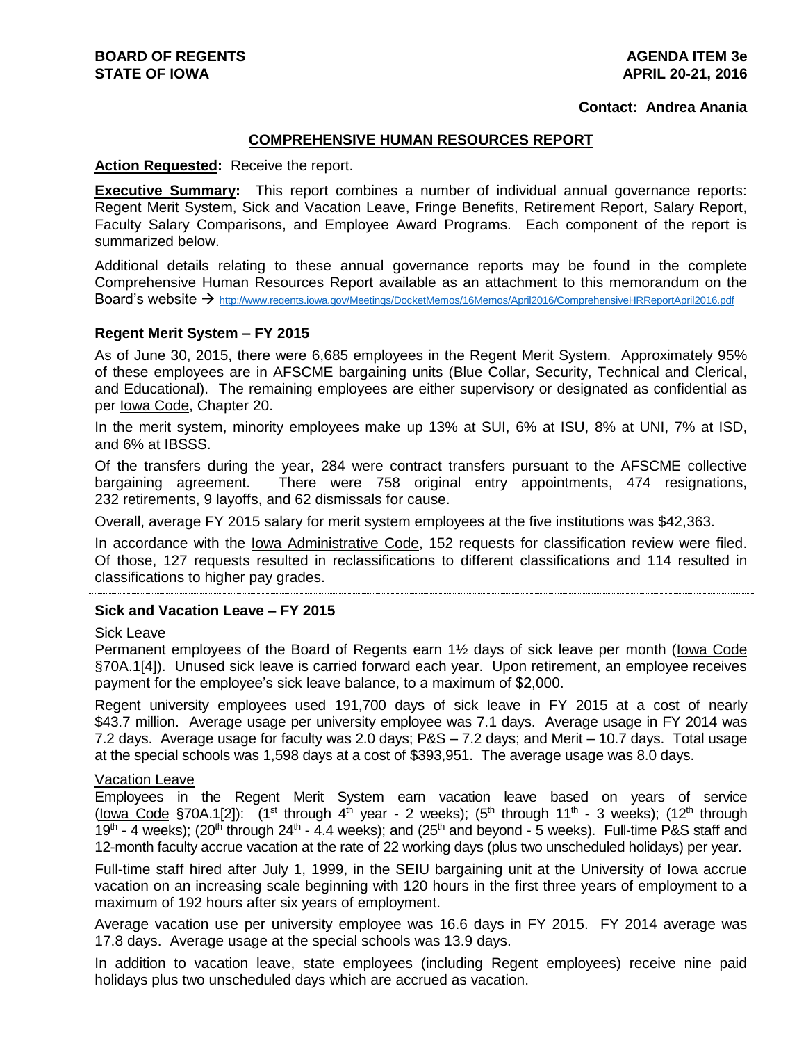**BOARD OF REGENTS**
**STATE OF IOWA**

**AGENDA ITEM 3e**
**APRIL 20-21, 2016**

**Contact: Andrea Anania**

## COMPREHENSIVE HUMAN RESOURCES REPORT

**Action Requested:** Receive the report.

**Executive Summary:** This report combines a number of individual annual governance reports: Regent Merit System, Sick and Vacation Leave, Fringe Benefits, Retirement Report, Salary Report, Faculty Salary Comparisons, and Employee Award Programs. Each component of the report is summarized below.

Additional details relating to these annual governance reports may be found in the complete Comprehensive Human Resources Report available as an attachment to this memorandum on the Board's website → http://www.regents.iowa.gov/Meetings/DocketMemos/16Memos/April2016/ComprehensiveHRReportApril2016.pdf

---

### Regent Merit System – FY 2015

As of June 30, 2015, there were 6,685 employees in the Regent Merit System. Approximately 95% of these employees are in AFSCME bargaining units (Blue Collar, Security, Technical and Clerical, and Educational). The remaining employees are either supervisory or designated as confidential as per Iowa Code, Chapter 20.

In the merit system, minority employees make up 13% at SUI, 6% at ISU, 8% at UNI, 7% at ISD, and 6% at IBSSS.

Of the transfers during the year, 284 were contract transfers pursuant to the AFSCME collective bargaining agreement. There were 758 original entry appointments, 474 resignations, 232 retirements, 9 layoffs, and 62 dismissals for cause.

Overall, average FY 2015 salary for merit system employees at the five institutions was $42,363.

In accordance with the Iowa Administrative Code, 152 requests for classification review were filed. Of those, 127 requests resulted in reclassifications to different classifications and 114 resulted in classifications to higher pay grades.

---

### Sick and Vacation Leave – FY 2015

#### Sick Leave

Permanent employees of the Board of Regents earn 1½ days of sick leave per month (Iowa Code §70A.1[4]). Unused sick leave is carried forward each year. Upon retirement, an employee receives payment for the employee's sick leave balance, to a maximum of $2,000.

Regent university employees used 191,700 days of sick leave in FY 2015 at a cost of nearly $43.7 million. Average usage per university employee was 7.1 days. Average usage in FY 2014 was 7.2 days. Average usage for faculty was 2.0 days; P&S – 7.2 days; and Merit – 10.7 days. Total usage at the special schools was 1,598 days at a cost of $393,951. The average usage was 8.0 days.

#### Vacation Leave

Employees in the Regent Merit System earn vacation leave based on years of service (Iowa Code §70A.1[2]): (1st through 4th year - 2 weeks); (5th through 11th - 3 weeks); (12th through 19th - 4 weeks); (20th through 24th - 4.4 weeks); and (25th and beyond - 5 weeks). Full-time P&S staff and 12-month faculty accrue vacation at the rate of 22 working days (plus two unscheduled holidays) per year.

Full-time staff hired after July 1, 1999, in the SEIU bargaining unit at the University of Iowa accrue vacation on an increasing scale beginning with 120 hours in the first three years of employment to a maximum of 192 hours after six years of employment.

Average vacation use per university employee was 16.6 days in FY 2015. FY 2014 average was 17.8 days. Average usage at the special schools was 13.9 days.

In addition to vacation leave, state employees (including Regent employees) receive nine paid holidays plus two unscheduled days which are accrued as vacation.

---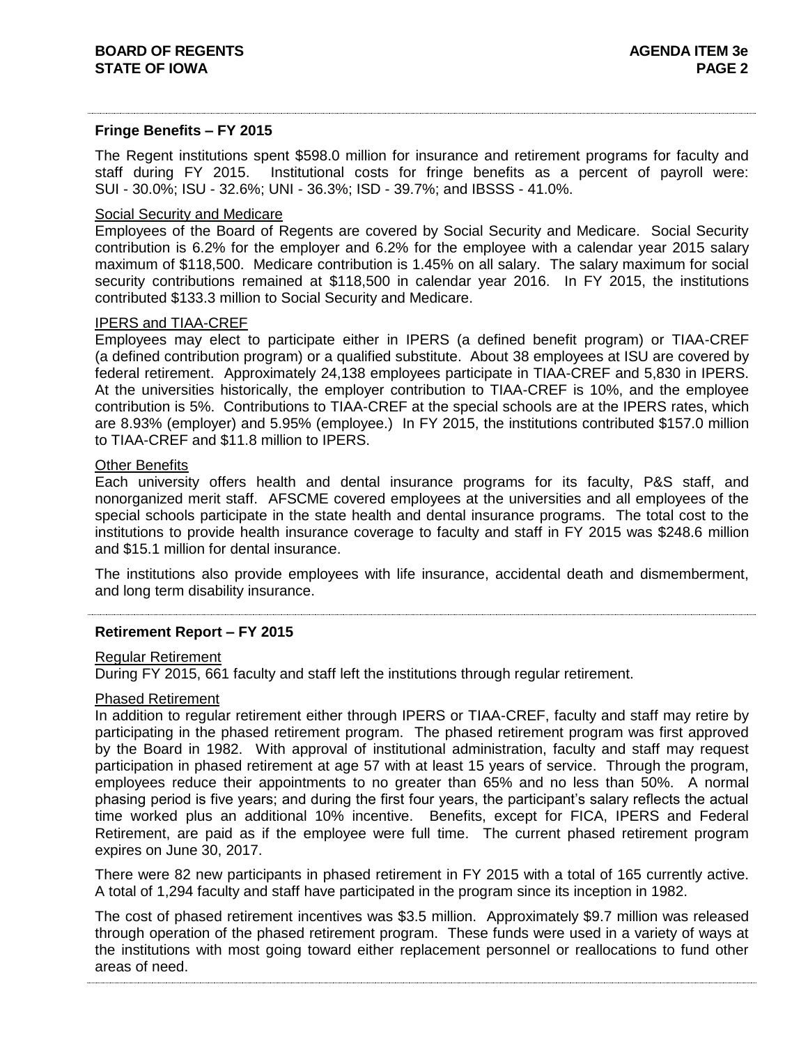## Fringe Benefits – FY 2015

The Regent institutions spent $598.0 million for insurance and retirement programs for faculty and staff during FY 2015. Institutional costs for fringe benefits as a percent of payroll were: SUI - 30.0%; ISU - 32.6%; UNI - 36.3%; ISD - 39.7%; and IBSSS - 41.0%.

### Social Security and Medicare

Employees of the Board of Regents are covered by Social Security and Medicare. Social Security contribution is 6.2% for the employer and 6.2% for the employee with a calendar year 2015 salary maximum of $118,500. Medicare contribution is 1.45% on all salary. The salary maximum for social security contributions remained at $118,500 in calendar year 2016. In FY 2015, the institutions contributed $133.3 million to Social Security and Medicare.

### IPERS and TIAA-CREF

Employees may elect to participate either in IPERS (a defined benefit program) or TIAA-CREF (a defined contribution program) or a qualified substitute. About 38 employees at ISU are covered by federal retirement. Approximately 24,138 employees participate in TIAA-CREF and 5,830 in IPERS. At the universities historically, the employer contribution to TIAA-CREF is 10%, and the employee contribution is 5%. Contributions to TIAA-CREF at the special schools are at the IPERS rates, which are 8.93% (employer) and 5.95% (employee.) In FY 2015, the institutions contributed $157.0 million to TIAA-CREF and $11.8 million to IPERS.

### Other Benefits

Each university offers health and dental insurance programs for its faculty, P&S staff, and nonorganized merit staff. AFSCME covered employees at the universities and all employees of the special schools participate in the state health and dental insurance programs. The total cost to the institutions to provide health insurance coverage to faculty and staff in FY 2015 was $248.6 million and $15.1 million for dental insurance.

The institutions also provide employees with life insurance, accidental death and dismemberment, and long term disability insurance.

## Retirement Report – FY 2015

### Regular Retirement

During FY 2015, 661 faculty and staff left the institutions through regular retirement.

### Phased Retirement

In addition to regular retirement either through IPERS or TIAA-CREF, faculty and staff may retire by participating in the phased retirement program. The phased retirement program was first approved by the Board in 1982. With approval of institutional administration, faculty and staff may request participation in phased retirement at age 57 with at least 15 years of service. Through the program, employees reduce their appointments to no greater than 65% and no less than 50%. A normal phasing period is five years; and during the first four years, the participant's salary reflects the actual time worked plus an additional 10% incentive. Benefits, except for FICA, IPERS and Federal Retirement, are paid as if the employee were full time. The current phased retirement program expires on June 30, 2017.

There were 82 new participants in phased retirement in FY 2015 with a total of 165 currently active. A total of 1,294 faculty and staff have participated in the program since its inception in 1982.

The cost of phased retirement incentives was $3.5 million. Approximately $9.7 million was released through operation of the phased retirement program. These funds were used in a variety of ways at the institutions with most going toward either replacement personnel or reallocations to fund other areas of need.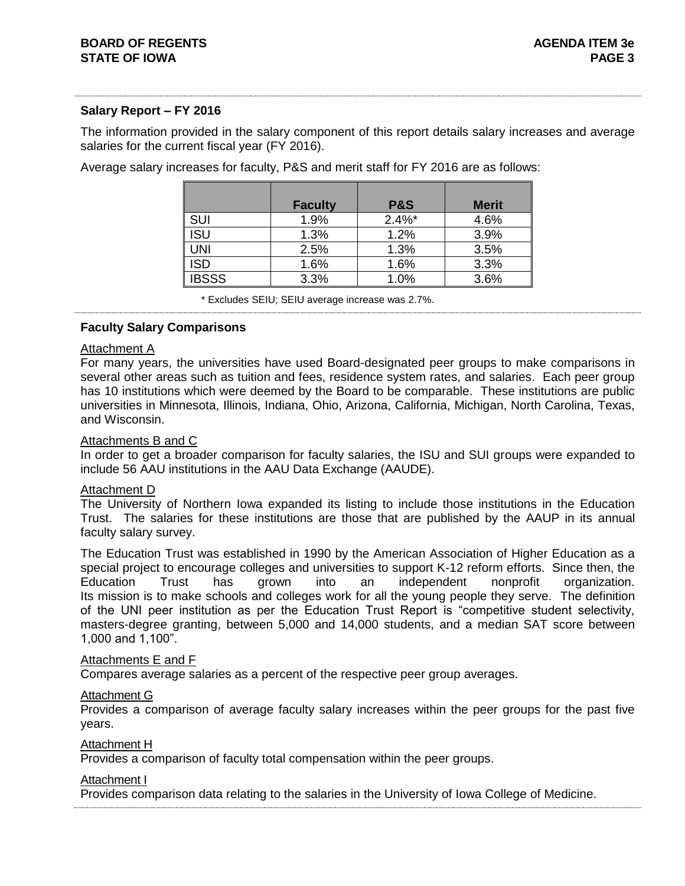## Salary Report – FY 2016

The information provided in the salary component of this report details salary increases and average salaries for the current fiscal year (FY 2016).

Average salary increases for faculty, P&S and merit staff for FY 2016 are as follows:

| | Faculty | P&S | Merit |
|---|---|---|---|
| SUI | 1.9% | 2.4%* | 4.6% |
| ISU | 1.3% | 1.2% | 3.9% |
| UNI | 2.5% | 1.3% | 3.5% |
| ISD | 1.6% | 1.6% | 3.3% |
| IBSSS | 3.3% | 1.0% | 3.6% |

\* Excludes SEIU; SEIU average increase was 2.7%.

## Faculty Salary Comparisons

Attachment A

For many years, the universities have used Board-designated peer groups to make comparisons in several other areas such as tuition and fees, residence system rates, and salaries. Each peer group has 10 institutions which were deemed by the Board to be comparable. These institutions are public universities in Minnesota, Illinois, Indiana, Ohio, Arizona, California, Michigan, North Carolina, Texas, and Wisconsin.

Attachments B and C

In order to get a broader comparison for faculty salaries, the ISU and SUI groups were expanded to include 56 AAU institutions in the AAU Data Exchange (AAUDE).

Attachment D

The University of Northern Iowa expanded its listing to include those institutions in the Education Trust. The salaries for these institutions are those that are published by the AAUP in its annual faculty salary survey.

The Education Trust was established in 1990 by the American Association of Higher Education as a special project to encourage colleges and universities to support K-12 reform efforts. Since then, the Education Trust has grown into an independent nonprofit organization. Its mission is to make schools and colleges work for all the young people they serve. The definition of the UNI peer institution as per the Education Trust Report is "competitive student selectivity, masters-degree granting, between 5,000 and 14,000 students, and a median SAT score between 1,000 and 1,100".

Attachments E and F

Compares average salaries as a percent of the respective peer group averages.

Attachment G

Provides a comparison of average faculty salary increases within the peer groups for the past five years.

Attachment H

Provides a comparison of faculty total compensation within the peer groups.

Attachment I

Provides comparison data relating to the salaries in the University of Iowa College of Medicine.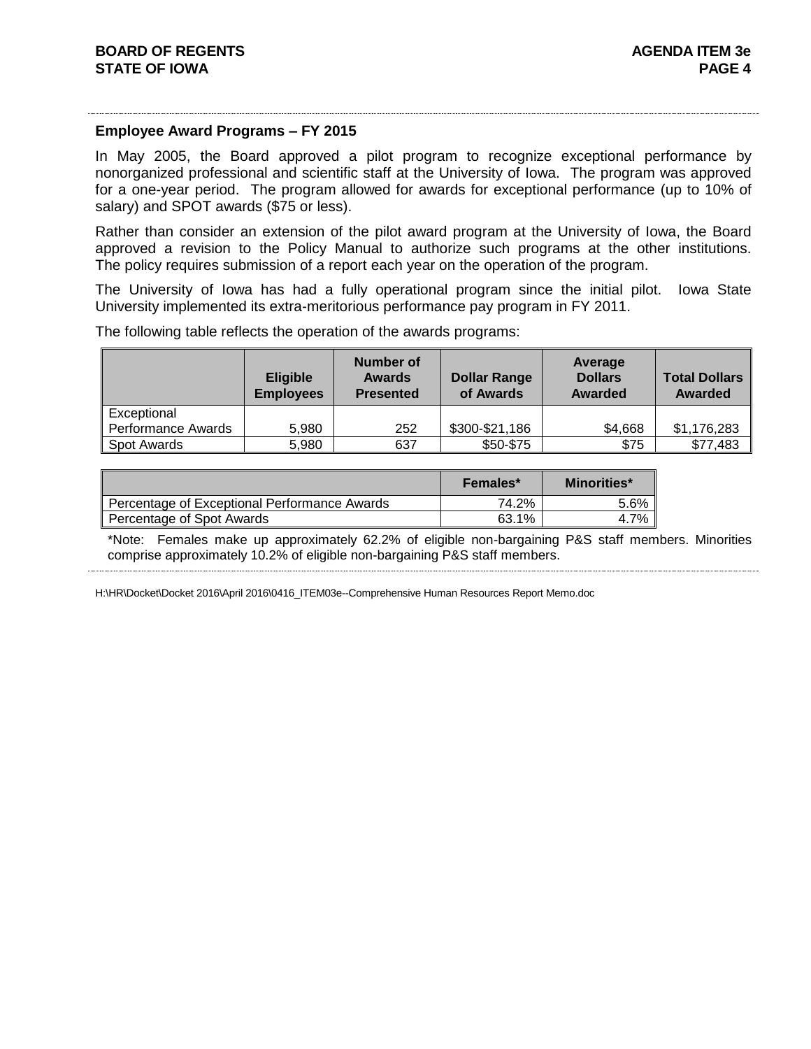## Employee Award Programs – FY 2015

In May 2005, the Board approved a pilot program to recognize exceptional performance by nonorganized professional and scientific staff at the University of Iowa. The program was approved for a one-year period. The program allowed for awards for exceptional performance (up to 10% of salary) and SPOT awards ($75 or less).

Rather than consider an extension of the pilot award program at the University of Iowa, the Board approved a revision to the Policy Manual to authorize such programs at the other institutions. The policy requires submission of a report each year on the operation of the program.

The University of Iowa has had a fully operational program since the initial pilot. Iowa State University implemented its extra-meritorious performance pay program in FY 2011.

The following table reflects the operation of the awards programs:

| | Eligible Employees | Number of Awards Presented | Dollar Range of Awards | Average Dollars Awarded | Total Dollars Awarded |
|---|---|---|---|---|---|
| Exceptional Performance Awards | 5,980 | 252 | $300-$21,186 | $4,668 | $1,176,283 |
| Spot Awards | 5,980 | 637 | $50-$75 | $75 | $77,483 |

| | Females* | Minorities* |
|---|---|---|
| Percentage of Exceptional Performance Awards | 74.2% | 5.6% |
| Percentage of Spot Awards | 63.1% | 4.7% |

*Note: Females make up approximately 62.2% of eligible non-bargaining P&S staff members. Minorities comprise approximately 10.2% of eligible non-bargaining P&S staff members.

H:\HR\Docket\Docket 2016\April 2016\0416_ITEM03e--Comprehensive Human Resources Report Memo.doc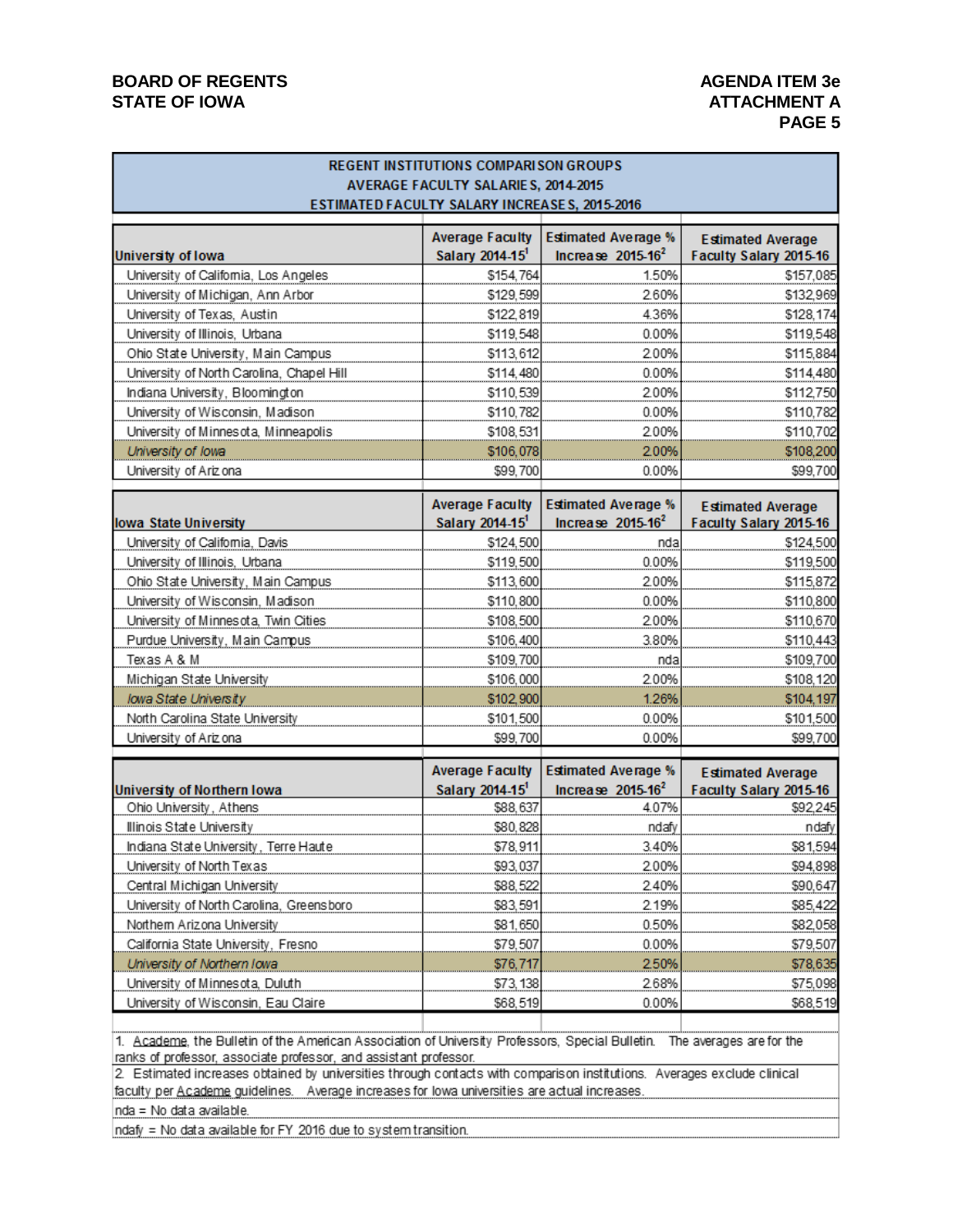BOARD OF REGENTS
STATE OF IOWA

AGENDA ITEM 3e
ATTACHMENT A

## REGENT INSTITUTIONS COMPARISON GROUPS
## AVERAGE FACULTY SALARIES, 2014-2015
## ESTIMATED FACULTY SALARY INCREASES, 2015-2016

| University of Iowa | Average Faculty Salary 2014-15[1] | Estimated Average % Increase 2015-16[2] | Estimated Average Faculty Salary 2015-16 |
|---|---|---|---|
| University of California, Los Angeles | $154,764 | 1.50% | $157,085 |
| University of Michigan, Ann Arbor | $129,599 | 2.60% | $132,969 |
| University of Texas, Austin | $122,819 | 4.36% | $128,174 |
| University of Illinois, Urbana | $119,548 | 0.00% | $119,548 |
| Ohio State University, Main Campus | $113,612 | 2.00% | $115,884 |
| University of North Carolina, Chapel Hill | $114,480 | 0.00% | $114,480 |
| Indiana University, Bloomington | $110,539 | 2.00% | $112,750 |
| University of Wisconsin, Madison | $110,782 | 0.00% | $110,782 |
| University of Minnesota, Minneapolis | $108,531 | 2.00% | $110,702 |
| *University of Iowa* | $106,078 | 2.00% | $108,200 |
| University of Arizona | $99,700 | 0.00% | $99,700 |

| Iowa State University | Average Faculty Salary 2014-15[1] | Estimated Average % Increase 2015-16[2] | Estimated Average Faculty Salary 2015-16 |
|---|---|---|---|
| University of California, Davis | $124,500 | nda | $124,500 |
| University of Illinois, Urbana | $119,500 | 0.00% | $119,500 |
| Ohio State University, Main Campus | $113,600 | 2.00% | $115,872 |
| University of Wisconsin, Madison | $110,800 | 0.00% | $110,800 |
| University of Minnesota, Twin Cities | $108,500 | 2.00% | $110,670 |
| Purdue University, Main Campus | $106,400 | 3.80% | $110,443 |
| Texas A & M | $109,700 | nda | $109,700 |
| Michigan State University | $106,000 | 2.00% | $108,120 |
| *Iowa State University* | $102,900 | 1.26% | $104,197 |
| North Carolina State University | $101,500 | 0.00% | $101,500 |
| University of Arizona | $99,700 | 0.00% | $99,700 |

| University of Northern Iowa | Average Faculty Salary 2014-15[1] | Estimated Average % Increase 2015-16[2] | Estimated Average Faculty Salary 2015-16 |
|---|---|---|---|
| Ohio University, Athens | $88,637 | 4.07% | $92,245 |
| Illinois State University | $80,828 | ndafy | ndafy |
| Indiana State University, Terre Haute | $78,911 | 3.40% | $81,594 |
| University of North Texas | $93,037 | 2.00% | $94,898 |
| Central Michigan University | $88,522 | 2.40% | $90,647 |
| University of North Carolina, Greensboro | $83,591 | 2.19% | $85,422 |
| Northern Arizona University | $81,650 | 0.50% | $82,058 |
| California State University, Fresno | $79,507 | 0.00% | $79,507 |
| *University of Northern Iowa* | $76,717 | 2.50% | $78,635 |
| University of Minnesota, Duluth | $73,138 | 2.68% | $75,098 |
| University of Wisconsin, Eau Claire | $68,519 | 0.00% | $68,519 |

1. Academe, the Bulletin of the American Association of University Professors, Special Bulletin. The averages are for the ranks of professor, associate professor, and assistant professor.

2. Estimated increases obtained by universities through contacts with comparison institutions. Averages exclude clinical faculty per Academe guidelines. Average increases for Iowa universities are actual increases.

nda = No data available.

ndafy = No data available for FY 2016 due to system transition.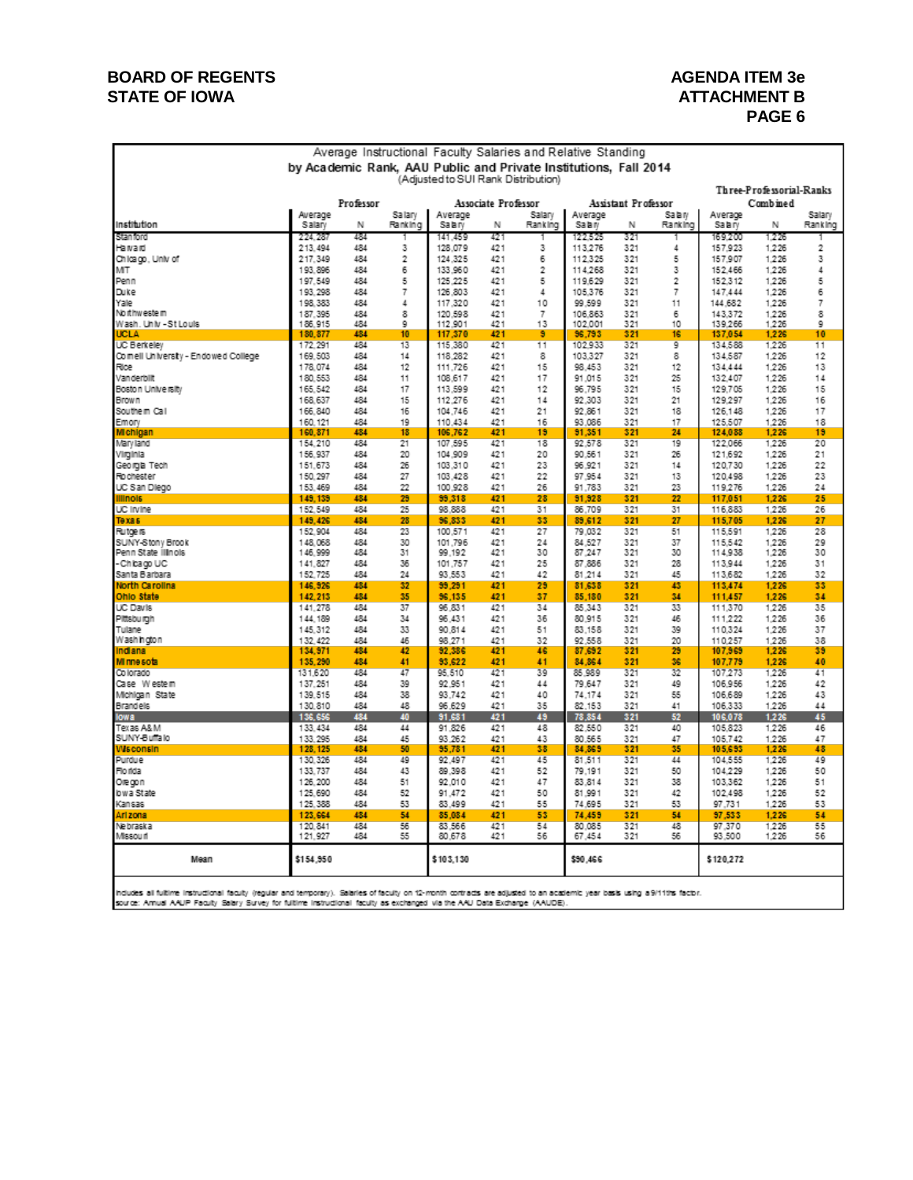BOARD OF REGENTS
STATE OF IOWA

AGENDA ITEM 3e
ATTACHMENT B
PAGE 6

## Average Instructional Faculty Salaries and Relative Standing by Academic Rank, AAU Public and Private Institutions, Fall 2014

(Adjusted to SUI Rank Distribution)

| Institution | Professor | | | Associate Professor | | | Assistant Professor | | | Three-Professorial-Ranks Combined | | |
|---|---|---|---|---|---|---|---|---|---|---|---|---|
| | Average Salary | N | Salary Ranking | Average Salary | N | Salary Ranking | Average Salary | N | Salary Ranking | Average Salary | N | Salary Ranking |
| Stanford | 224,287 | 484 | 1 | 141,459 | 421 | 1 | 122,525 | 321 | 1 | 169,200 | 1,226 | 1 |
| Harvard | 213,494 | 484 | 3 | 128,079 | 421 | 3 | 113,276 | 321 | 4 | 157,923 | 1,226 | 2 |
| Chicago, Univ of | 217,349 | 484 | 2 | 124,325 | 421 | 6 | 112,325 | 321 | 5 | 157,907 | 1,226 | 3 |
| MIT | 193,896 | 484 | 6 | 133,960 | 421 | 2 | 114,268 | 321 | 3 | 152,466 | 1,226 | 4 |
| Penn | 197,549 | 484 | 5 | 125,225 | 421 | 5 | 119,629 | 321 | 2 | 152,312 | 1,226 | 5 |
| Duke | 193,298 | 484 | 7 | 126,803 | 421 | 4 | 105,376 | 321 | 7 | 147,444 | 1,226 | 6 |
| Yale | 198,383 | 484 | 4 | 117,320 | 421 | 10 | 99,599 | 321 | 11 | 144,682 | 1,226 | 7 |
| Northwestern | 187,395 | 484 | 8 | 120,598 | 421 | 7 | 106,863 | 321 | 6 | 143,372 | 1,226 | 8 |
| Wash. Univ - St Louis | 186,915 | 484 | 9 | 112,901 | 421 | 13 | 102,001 | 321 | 10 | 139,266 | 1,226 | 9 |
| **UCLA** | **180,877** | **484** | **10** | **117,370** | **421** | **9** | **96,793** | **321** | **16** | **137,054** | **1,226** | **10** |
| UC Berkeley | 172,291 | 484 | 13 | 115,380 | 421 | 11 | 102,933 | 321 | 9 | 134,588 | 1,226 | 11 |
| Cornell University - Endowed College | 169,503 | 484 | 14 | 118,282 | 421 | 8 | 103,327 | 321 | 8 | 134,587 | 1,226 | 12 |
| Rice | 178,074 | 484 | 12 | 111,726 | 421 | 15 | 98,453 | 321 | 12 | 134,444 | 1,226 | 13 |
| Vanderbilt | 180,553 | 484 | 11 | 108,617 | 421 | 17 | 91,015 | 321 | 25 | 132,407 | 1,226 | 14 |
| Boston University | 165,542 | 484 | 17 | 113,599 | 421 | 12 | 96,795 | 321 | 15 | 129,705 | 1,226 | 15 |
| Brown | 168,637 | 484 | 15 | 112,276 | 421 | 14 | 92,303 | 321 | 21 | 129,297 | 1,226 | 16 |
| Southern Cal | 166,840 | 484 | 16 | 104,746 | 421 | 21 | 92,861 | 321 | 18 | 126,148 | 1,226 | 17 |
| Emory | 160,121 | 484 | 19 | 110,434 | 421 | 16 | 93,086 | 321 | 17 | 125,507 | 1,226 | 18 |
| **Michigan** | **160,871** | **484** | **18** | **106,762** | **421** | **19** | **91,351** | **321** | **24** | **124,088** | **1,226** | **19** |
| Maryland | 154,210 | 484 | 21 | 107,595 | 421 | 18 | 92,578 | 321 | 19 | 122,066 | 1,226 | 20 |
| Virginia | 156,937 | 484 | 20 | 104,909 | 421 | 20 | 90,561 | 321 | 26 | 121,692 | 1,226 | 21 |
| Georgia Tech | 151,673 | 484 | 26 | 103,310 | 421 | 23 | 96,921 | 321 | 14 | 120,730 | 1,226 | 22 |
| Rochester | 150,297 | 484 | 27 | 103,428 | 421 | 22 | 97,954 | 321 | 13 | 120,498 | 1,226 | 23 |
| UC San Diego | 153,469 | 484 | 22 | 100,928 | 421 | 26 | 91,783 | 321 | 23 | 119,276 | 1,226 | 24 |
| **Illinois** | **149,139** | **484** | **29** | **99,318** | **421** | **28** | **91,928** | **321** | **22** | **117,051** | **1,226** | **25** |
| UC Irvine | 152,549 | 484 | 25 | 98,888 | 421 | 31 | 86,709 | 321 | 31 | 116,883 | 1,226 | 26 |
| **Texas** | **149,426** | **484** | **28** | **96,833** | **421** | **33** | **89,612** | **321** | **27** | **115,705** | **1,226** | **27** |
| Rutgers | 152,904 | 484 | 23 | 100,571 | 421 | 27 | 79,032 | 321 | 51 | 115,591 | 1,226 | 28 |
| SUNY-Stony Brook | 148,068 | 484 | 30 | 101,796 | 421 | 24 | 84,527 | 321 | 37 | 115,542 | 1,226 | 29 |
| Penn State Illinois | 146,999 | 484 | 31 | 99,192 | 421 | 30 | 87,247 | 321 | 30 | 114,938 | 1,226 | 30 |
| - Chicago UC | 141,827 | 484 | 36 | 101,757 | 421 | 25 | 87,886 | 321 | 28 | 113,944 | 1,226 | 31 |
| Santa Barbara | 152,725 | 484 | 24 | 93,553 | 421 | 42 | 81,214 | 321 | 45 | 113,682 | 1,226 | 32 |
| **North Carolina** | **146,926** | **484** | **32** | **99,291** | **421** | **29** | **81,638** | **321** | **43** | **113,474** | **1,226** | **33** |
| **Ohio State** | **142,213** | **484** | **35** | **96,135** | **421** | **37** | **85,180** | **321** | **34** | **111,457** | **1,226** | **34** |
| UC Davis | 141,278 | 484 | 37 | 96,831 | 421 | 34 | 85,343 | 321 | 33 | 111,370 | 1,226 | 35 |
| Pittsburgh | 144,189 | 484 | 34 | 96,431 | 421 | 36 | 80,915 | 321 | 46 | 111,222 | 1,226 | 36 |
| Tulane | 145,312 | 484 | 33 | 90,814 | 421 | 51 | 83,158 | 321 | 39 | 110,324 | 1,226 | 37 |
| Washington | 132,422 | 484 | 46 | 98,271 | 421 | 32 | 92,558 | 321 | 20 | 110,257 | 1,226 | 38 |
| **Indiana** | **134,971** | **484** | **42** | **92,386** | **421** | **46** | **87,692** | **321** | **29** | **107,969** | **1,226** | **39** |
| **Minnesota** | **135,290** | **484** | **41** | **93,622** | **421** | **41** | **84,864** | **321** | **36** | **107,779** | **1,226** | **40** |
| Colorado | 131,620 | 484 | 47 | 95,510 | 421 | 39 | 85,989 | 321 | 32 | 107,273 | 1,226 | 41 |
| Case Western | 137,251 | 484 | 39 | 92,951 | 421 | 44 | 79,647 | 321 | 49 | 106,956 | 1,226 | 42 |
| Michigan State | 139,515 | 484 | 38 | 93,742 | 421 | 40 | 74,174 | 321 | 55 | 106,689 | 1,226 | 43 |
| Brandeis | 130,810 | 484 | 48 | 96,629 | 421 | 35 | 82,153 | 321 | 41 | 106,333 | 1,226 | 44 |
| **Iowa** | **136,656** | **484** | **40** | **91,681** | **421** | **49** | **78,854** | **321** | **52** | **106,078** | **1,226** | **45** |
| Texas A&M | 133,434 | 484 | 44 | 91,826 | 421 | 48 | 82,550 | 321 | 40 | 105,823 | 1,226 | 46 |
| SUNY-Buffalo | 133,295 | 484 | 45 | 93,262 | 421 | 43 | 80,565 | 321 | 47 | 105,742 | 1,226 | 47 |
| **Wisconsin** | **128,125** | **484** | **50** | **95,781** | **421** | **38** | **84,869** | **321** | **35** | **105,693** | **1,226** | **48** |
| Purdue | 130,326 | 484 | 49 | 92,497 | 421 | 45 | 81,511 | 321 | 44 | 104,555 | 1,226 | 49 |
| Florida | 133,737 | 484 | 43 | 89,398 | 421 | 52 | 79,191 | 321 | 50 | 104,229 | 1,226 | 50 |
| Oregon | 126,200 | 484 | 51 | 92,010 | 421 | 47 | 83,814 | 321 | 38 | 103,362 | 1,226 | 51 |
| Iowa State | 125,690 | 484 | 52 | 91,472 | 421 | 50 | 81,991 | 321 | 42 | 102,498 | 1,226 | 52 |
| Kansas | 125,388 | 484 | 53 | 83,499 | 421 | 55 | 74,695 | 321 | 53 | 97,731 | 1,226 | 53 |
| **Arizona** | **123,664** | **484** | **54** | **85,084** | **421** | **53** | **74,459** | **321** | **54** | **97,533** | **1,226** | **54** |
| Nebraska | 120,841 | 484 | 56 | 83,566 | 421 | 54 | 80,085 | 321 | 48 | 97,370 | 1,226 | 55 |
| Missouri | 121,927 | 484 | 55 | 80,678 | 421 | 56 | 67,454 | 321 | 56 | 93,500 | 1,226 | 56 |
| **Mean** | **$154,950** | | | **$103,130** | | | **$90,466** | | | **$120,272** | | |

Includes all fulltime instructional faculty (regular and temporary). Salaries of faculty on 12-month contracts are adjusted to an academic year basis using a 9/11ths factor.
Source: Annual AAUP Faculty Salary Survey for fulltime instructional faculty as exchanged via the AAU Data Exchange (AAUDE).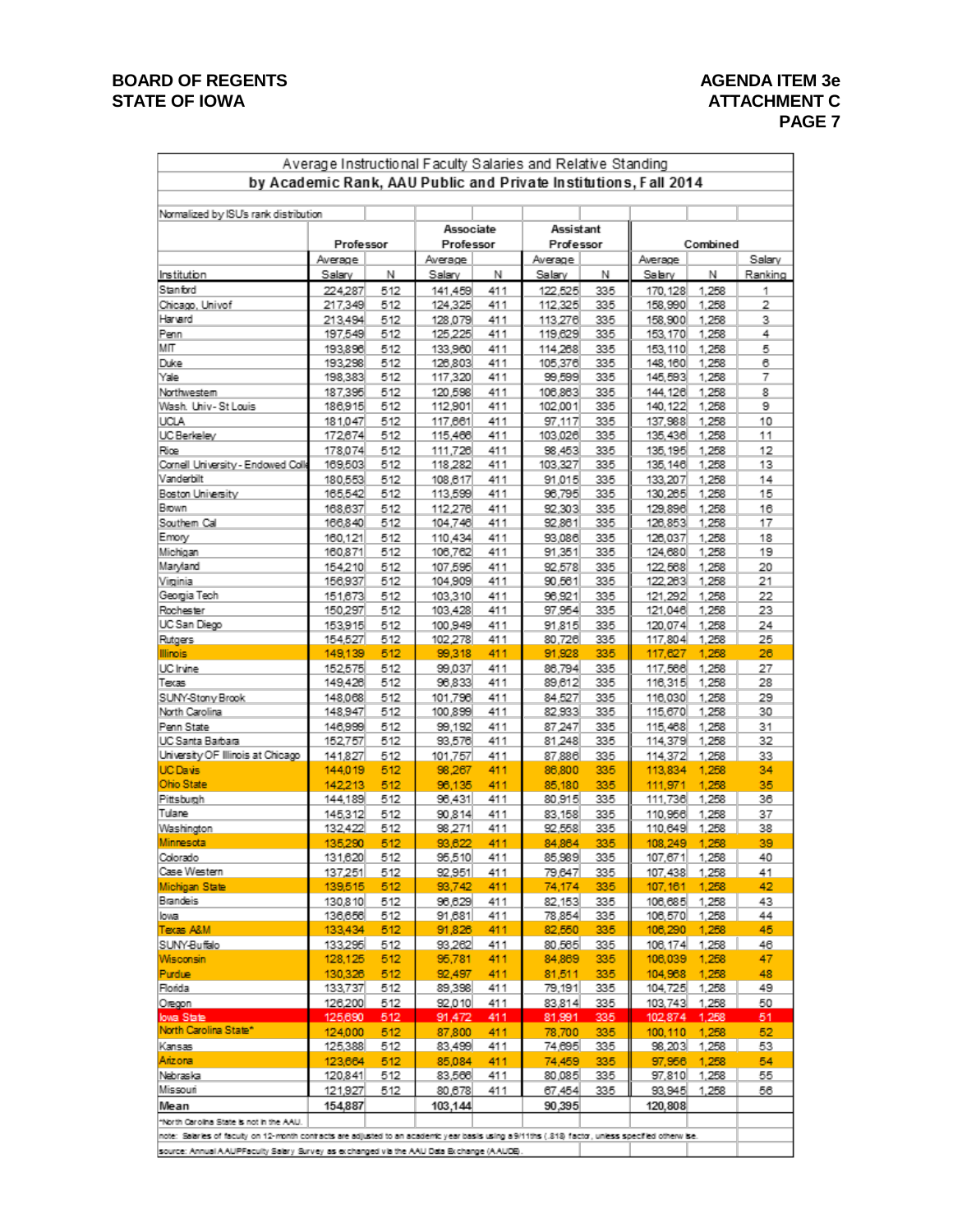BOARD OF REGENTS
STATE OF IOWA

AGENDA ITEM 3e
ATTACHMENT C

## Average Instructional Faculty Salaries and Relative Standing by Academic Rank, AAU Public and Private Institutions, Fall 2014

Normalized by ISU's rank distribution

| | Professor | | Associate Professor | | Assistant Professor | | Combined | | |
|---|---|---|---|---|---|---|---|---|---|
| Institution | Average Salary | N | Average Salary | N | Average Salary | N | Average Salary | N | Salary Ranking |
| Stanford | 224,287 | 512 | 141,459 | 411 | 122,525 | 335 | 170,128 | 1,258 | 1 |
| Chicago, Univof | 217,349 | 512 | 124,325 | 411 | 112,325 | 335 | 158,990 | 1,258 | 2 |
| Harvard | 213,494 | 512 | 128,079 | 411 | 113,276 | 335 | 158,900 | 1,258 | 3 |
| Penn | 197,549 | 512 | 125,225 | 411 | 119,629 | 335 | 153,170 | 1,258 | 4 |
| MIT | 193,898 | 512 | 133,960 | 411 | 114,268 | 335 | 153,110 | 1,258 | 5 |
| Duke | 193,298 | 512 | 126,803 | 411 | 105,376 | 335 | 148,160 | 1,258 | 6 |
| Yale | 198,383 | 512 | 117,320 | 411 | 99,599 | 335 | 145,593 | 1,258 | 7 |
| Northwestern | 187,396 | 512 | 120,598 | 411 | 106,863 | 335 | 144,126 | 1,258 | 8 |
| Wash. Univ- St Louis | 186,915 | 512 | 112,901 | 411 | 102,001 | 335 | 140,122 | 1,258 | 9 |
| UCLA | 181,047 | 512 | 117,661 | 411 | 97,117 | 335 | 137,988 | 1,258 | 10 |
| UC Berkeley | 172,674 | 512 | 115,466 | 411 | 103,026 | 335 | 135,436 | 1,258 | 11 |
| Rice | 178,074 | 512 | 111,726 | 411 | 98,453 | 335 | 135,195 | 1,258 | 12 |
| Cornell University - Endowed Coll | 169,503 | 512 | 118,282 | 411 | 103,327 | 335 | 135,146 | 1,258 | 13 |
| Vanderbilt | 180,553 | 512 | 108,617 | 411 | 91,015 | 335 | 133,207 | 1,258 | 14 |
| Boston University | 165,542 | 512 | 113,599 | 411 | 96,795 | 335 | 130,265 | 1,258 | 15 |
| Brown | 168,637 | 512 | 112,276 | 411 | 92,303 | 335 | 129,896 | 1,258 | 16 |
| Southern Cal | 166,840 | 512 | 104,746 | 411 | 92,861 | 335 | 126,853 | 1,258 | 17 |
| Emory | 160,121 | 512 | 110,434 | 411 | 93,086 | 335 | 126,037 | 1,258 | 18 |
| Michigan | 160,871 | 512 | 106,762 | 411 | 91,351 | 335 | 124,680 | 1,258 | 19 |
| Maryland | 154,210 | 512 | 107,595 | 411 | 92,578 | 335 | 122,568 | 1,258 | 20 |
| Virginia | 156,937 | 512 | 104,909 | 411 | 90,561 | 335 | 122,263 | 1,258 | 21 |
| Georgia Tech | 151,673 | 512 | 103,310 | 411 | 96,921 | 335 | 121,292 | 1,258 | 22 |
| Rochester | 150,297 | 512 | 103,428 | 411 | 97,954 | 335 | 121,046 | 1,258 | 23 |
| UC San Diego | 153,915 | 512 | 100,949 | 411 | 91,815 | 335 | 120,074 | 1,258 | 24 |
| Rutgers | 154,527 | 512 | 102,278 | 411 | 80,726 | 335 | 117,804 | 1,258 | 25 |
| Illinois | 149,139 | 512 | 99,318 | 411 | 91,928 | 335 | 117,627 | 1,258 | 26 |
| UC Irvine | 152,575 | 512 | 99,037 | 411 | 86,794 | 335 | 117,566 | 1,258 | 27 |
| Texas | 149,426 | 512 | 96,833 | 411 | 89,612 | 335 | 116,315 | 1,258 | 28 |
| SUNY-Stony Brook | 148,068 | 512 | 101,796 | 411 | 84,527 | 335 | 116,030 | 1,258 | 29 |
| North Carolina | 148,947 | 512 | 100,899 | 411 | 82,933 | 335 | 115,670 | 1,258 | 30 |
| Penn State | 146,999 | 512 | 99,192 | 411 | 87,247 | 335 | 115,468 | 1,258 | 31 |
| UC Santa Barbara | 152,757 | 512 | 93,576 | 411 | 81,248 | 335 | 114,379 | 1,258 | 32 |
| University OF Illinois at Chicago | 141,827 | 512 | 101,757 | 411 | 87,886 | 335 | 114,372 | 1,258 | 33 |
| UC Davis | 144,019 | 512 | 98,267 | 411 | 86,800 | 335 | 113,834 | 1,258 | 34 |
| Ohio State | 142,213 | 512 | 96,135 | 411 | 85,180 | 335 | 111,971 | 1,258 | 35 |
| Pittsburgh | 144,189 | 512 | 96,431 | 411 | 80,915 | 335 | 111,736 | 1,258 | 36 |
| Tulane | 145,312 | 512 | 90,814 | 411 | 83,158 | 335 | 110,956 | 1,258 | 37 |
| Washington | 132,422 | 512 | 98,271 | 411 | 92,558 | 335 | 110,649 | 1,258 | 38 |
| Minnesota | 135,290 | 512 | 93,622 | 411 | 84,864 | 335 | 108,249 | 1,258 | 39 |
| Colorado | 131,620 | 512 | 95,510 | 411 | 85,989 | 335 | 107,671 | 1,258 | 40 |
| Case Western | 137,251 | 512 | 92,951 | 411 | 79,647 | 335 | 107,438 | 1,258 | 41 |
| Michigan State | 139,515 | 512 | 93,742 | 411 | 74,174 | 335 | 107,161 | 1,258 | 42 |
| Brandeis | 130,810 | 512 | 96,629 | 411 | 82,153 | 335 | 106,685 | 1,258 | 43 |
| Iowa | 136,656 | 512 | 91,681 | 411 | 78,854 | 335 | 106,570 | 1,258 | 44 |
| Texas A&M | 133,434 | 512 | 91,826 | 411 | 82,550 | 335 | 106,290 | 1,258 | 45 |
| SUNY-Buffalo | 133,296 | 512 | 93,262 | 411 | 80,565 | 335 | 106,174 | 1,258 | 46 |
| Wisconsin | 128,125 | 512 | 95,781 | 411 | 84,869 | 335 | 106,039 | 1,258 | 47 |
| Purdue | 130,326 | 512 | 92,497 | 411 | 81,511 | 335 | 104,968 | 1,258 | 48 |
| Florida | 133,737 | 512 | 89,398 | 411 | 79,191 | 335 | 104,725 | 1,258 | 49 |
| Oregon | 126,200 | 512 | 92,010 | 411 | 83,814 | 335 | 103,743 | 1,258 | 50 |
| Iowa State | 125,690 | 512 | 91,472 | 411 | 81,991 | 335 | 102,874 | 1,258 | 51 |
| North Carolina State* | 124,000 | 512 | 87,800 | 411 | 78,700 | 335 | 100,110 | 1,258 | 52 |
| Kansas | 125,388 | 512 | 83,499 | 411 | 74,695 | 335 | 98,203 | 1,258 | 53 |
| Arizona | 123,664 | 512 | 85,084 | 411 | 74,459 | 335 | 97,956 | 1,258 | 54 |
| Nebraska | 120,841 | 512 | 83,566 | 411 | 80,085 | 335 | 97,810 | 1,258 | 55 |
| Missouri | 121,927 | 512 | 80,678 | 411 | 67,454 | 335 | 93,945 | 1,258 | 56 |
| **Mean** | **154,887** | | **103,144** | | **90,395** | | **120,808** | | |

*North Carolina State is not in the AAU.

note: Salaries of faculty on 12-month contracts are adjusted to an academic year basis using a 9/11ths (.818) factor, unless specified otherwise.

source: Annual AAUP Faculty Salary Survey as exchanged via the AAU Data Exchange (AAUDE).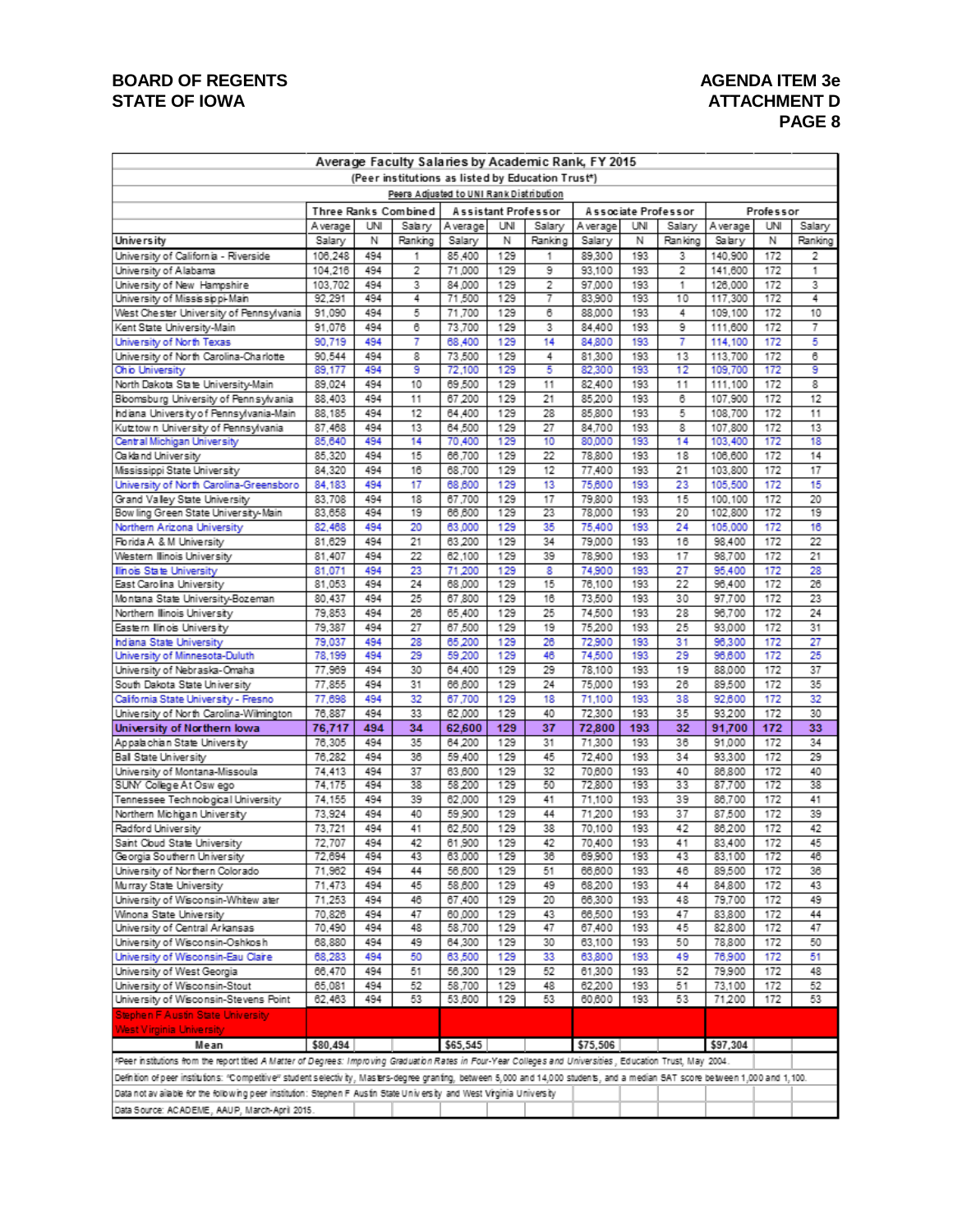BOARD OF REGENTS
STATE OF IOWA

AGENDA ITEM 3e
ATTACHMENT D

| Average Faculty Salaries by Academic Rank, FY 2015 | | | | | | | | | | | | |
|---|---|---|---|---|---|---|---|---|---|---|---|---|
| (Peer institutions as listed by Education Trust*) | | | | | | | | | | | | |
| Peers Adjusted to UNI Rank Distribution | | | | | | | | | | | | |
| | Three Ranks Combined | | | Assistant Professor | | | Associate Professor | | | Professor | | |
| University | Average Salary | UNI N | Salary Ranking | Average Salary | UNI N | Salary Ranking | Average Salary | UNI N | Salary Ranking | Average Salary | UNI N | Salary Ranking |
| University of California - Riverside | 106,248 | 494 | 1 | 85,400 | 129 | 1 | 89,300 | 193 | 3 | 140,900 | 172 | 2 |
| University of Alabama | 104,216 | 494 | 2 | 71,000 | 129 | 9 | 93,100 | 193 | 2 | 141,600 | 172 | 1 |
| University of New Hampshire | 103,702 | 494 | 3 | 84,000 | 129 | 2 | 97,000 | 193 | 1 | 126,000 | 172 | 3 |
| University of Mississippi-Main | 92,291 | 494 | 4 | 71,500 | 129 | 7 | 83,900 | 193 | 10 | 117,300 | 172 | 4 |
| West Chester University of Pennsylvania | 91,090 | 494 | 5 | 71,700 | 129 | 6 | 88,000 | 193 | 4 | 109,100 | 172 | 10 |
| Kent State University-Main | 91,076 | 494 | 6 | 73,700 | 129 | 3 | 84,400 | 193 | 9 | 111,600 | 172 | 7 |
| University of North Texas | 90,719 | 494 | 7 | 68,400 | 129 | 14 | 84,800 | 193 | 7 | 114,100 | 172 | 5 |
| University of North Carolina-Charlotte | 90,544 | 494 | 8 | 73,500 | 129 | 4 | 81,300 | 193 | 13 | 113,700 | 172 | 6 |
| Ohio University | 89,177 | 494 | 9 | 72,100 | 129 | 5 | 82,300 | 193 | 12 | 109,700 | 172 | 9 |
| North Dakota State University-Main | 89,024 | 494 | 10 | 69,500 | 129 | 11 | 82,400 | 193 | 11 | 111,100 | 172 | 8 |
| Bloomsburg University of Pennsylvania | 88,403 | 494 | 11 | 67,200 | 129 | 21 | 85,200 | 193 | 6 | 107,900 | 172 | 12 |
| Indiana University of Pennsylvania-Main | 88,185 | 494 | 12 | 64,400 | 129 | 28 | 85,800 | 193 | 5 | 108,700 | 172 | 11 |
| Kutztown University of Pennsylvania | 87,468 | 494 | 13 | 64,500 | 129 | 27 | 84,700 | 193 | 8 | 107,800 | 172 | 13 |
| Central Michigan University | 85,640 | 494 | 14 | 70,400 | 129 | 10 | 80,000 | 193 | 14 | 103,400 | 172 | 18 |
| Oakland University | 85,320 | 494 | 15 | 66,700 | 129 | 22 | 78,800 | 193 | 18 | 106,600 | 172 | 14 |
| Mississippi State University | 84,320 | 494 | 16 | 68,700 | 129 | 12 | 77,400 | 193 | 21 | 103,800 | 172 | 17 |
| University of North Carolina-Greensboro | 84,183 | 494 | 17 | 68,600 | 129 | 13 | 75,600 | 193 | 23 | 105,500 | 172 | 15 |
| Grand Valley State University | 83,708 | 494 | 18 | 67,700 | 129 | 17 | 79,800 | 193 | 15 | 100,100 | 172 | 20 |
| Bowling Green State University-Main | 83,658 | 494 | 19 | 66,600 | 129 | 23 | 78,000 | 193 | 20 | 102,800 | 172 | 19 |
| Northern Arizona University | 82,468 | 494 | 20 | 63,000 | 129 | 35 | 75,400 | 193 | 24 | 105,000 | 172 | 16 |
| Florida A & M University | 81,629 | 494 | 21 | 63,200 | 129 | 34 | 79,000 | 193 | 16 | 98,400 | 172 | 22 |
| Western Illinois University | 81,407 | 494 | 22 | 62,100 | 129 | 39 | 78,900 | 193 | 17 | 98,700 | 172 | 21 |
| Illinois State University | 81,071 | 494 | 23 | 71,200 | 129 | 8 | 74,900 | 193 | 27 | 95,400 | 172 | 28 |
| East Carolina University | 81,053 | 494 | 24 | 68,000 | 129 | 15 | 76,100 | 193 | 22 | 96,400 | 172 | 26 |
| Montana State University-Bozeman | 80,437 | 494 | 25 | 67,800 | 129 | 16 | 73,500 | 193 | 30 | 97,700 | 172 | 23 |
| Northern Illinois University | 79,853 | 494 | 26 | 65,400 | 129 | 25 | 74,500 | 193 | 28 | 96,700 | 172 | 24 |
| Eastern Illinois University | 79,387 | 494 | 27 | 67,500 | 129 | 19 | 75,200 | 193 | 25 | 93,000 | 172 | 31 |
| Indiana State University | 79,037 | 494 | 28 | 65,200 | 129 | 26 | 72,900 | 193 | 31 | 96,300 | 172 | 27 |
| University of Minnesota-Duluth | 78,199 | 494 | 29 | 59,200 | 129 | 46 | 74,500 | 193 | 29 | 96,600 | 172 | 25 |
| University of Nebraska-Omaha | 77,969 | 494 | 30 | 64,400 | 129 | 29 | 78,100 | 193 | 19 | 88,000 | 172 | 37 |
| South Dakota State University | 77,855 | 494 | 31 | 66,600 | 129 | 24 | 75,000 | 193 | 26 | 89,500 | 172 | 35 |
| California State University - Fresno | 77,698 | 494 | 32 | 67,700 | 129 | 18 | 71,100 | 193 | 38 | 92,600 | 172 | 32 |
| University of North Carolina-Wilmington | 76,887 | 494 | 33 | 62,000 | 129 | 40 | 72,300 | 193 | 35 | 93,200 | 172 | 30 |
| **University of Northern Iowa** | **76,717** | **494** | **34** | **62,600** | **129** | **37** | **72,800** | **193** | **32** | **91,700** | **172** | **33** |
| Appalachian State University | 76,305 | 494 | 35 | 64,200 | 129 | 31 | 71,300 | 193 | 36 | 91,000 | 172 | 34 |
| Ball State University | 76,282 | 494 | 36 | 59,400 | 129 | 45 | 72,400 | 193 | 34 | 93,300 | 172 | 29 |
| University of Montana-Missoula | 74,413 | 494 | 37 | 63,600 | 129 | 32 | 70,600 | 193 | 40 | 86,800 | 172 | 40 |
| SUNY College At Oswego | 74,175 | 494 | 38 | 58,200 | 129 | 50 | 72,800 | 193 | 33 | 87,700 | 172 | 38 |
| Tennessee Technological University | 74,155 | 494 | 39 | 62,000 | 129 | 41 | 71,100 | 193 | 39 | 86,700 | 172 | 41 |
| Northern Michigan University | 73,924 | 494 | 40 | 59,900 | 129 | 44 | 71,200 | 193 | 37 | 87,500 | 172 | 39 |
| Radford University | 73,721 | 494 | 41 | 62,500 | 129 | 38 | 70,100 | 193 | 42 | 86,200 | 172 | 42 |
| Saint Cloud State University | 72,707 | 494 | 42 | 61,900 | 129 | 42 | 70,400 | 193 | 41 | 83,400 | 172 | 45 |
| Georgia Southern University | 72,694 | 494 | 43 | 63,000 | 129 | 36 | 69,900 | 193 | 43 | 83,100 | 172 | 46 |
| University of Northern Colorado | 71,962 | 494 | 44 | 56,600 | 129 | 51 | 66,600 | 193 | 46 | 89,500 | 172 | 36 |
| Murray State University | 71,473 | 494 | 45 | 58,600 | 129 | 49 | 68,200 | 193 | 44 | 84,800 | 172 | 43 |
| University of Wisconsin-Whitewater | 71,253 | 494 | 46 | 67,400 | 129 | 20 | 66,300 | 193 | 48 | 79,700 | 172 | 49 |
| Winona State University | 70,826 | 494 | 47 | 60,000 | 129 | 43 | 66,500 | 193 | 47 | 83,800 | 172 | 44 |
| University of Central Arkansas | 70,490 | 494 | 48 | 58,700 | 129 | 47 | 67,400 | 193 | 45 | 82,800 | 172 | 47 |
| University of Wisconsin-Oshkosh | 68,880 | 494 | 49 | 64,300 | 129 | 30 | 63,100 | 193 | 50 | 78,800 | 172 | 50 |
| University of Wisconsin-Eau Claire | 68,283 | 494 | 50 | 63,500 | 129 | 33 | 63,800 | 193 | 49 | 76,900 | 172 | 51 |
| University of West Georgia | 66,470 | 494 | 51 | 56,300 | 129 | 52 | 61,300 | 193 | 52 | 79,900 | 172 | 48 |
| University of Wisconsin-Stout | 65,081 | 494 | 52 | 58,700 | 129 | 48 | 62,200 | 193 | 51 | 73,100 | 172 | 52 |
| University of Wisconsin-Stevens Point | 62,463 | 494 | 53 | 53,600 | 129 | 53 | 60,600 | 193 | 53 | 71,200 | 172 | 53 |
| Stephen F Austin State University | | | | | | | | | | | | |
| West Virginia University | | | | | | | | | | | | |
| **Mean** | $80,494 | | | $65,545 | | | $75,506 | | | $97,304 | | |

*Peer institutions from the report titled *A Matter of Degrees: Improving Graduation Rates in Four-Year Colleges and Universities*, Education Trust, May 2004.

Definition of peer institutions: "Competitive" student selectivity, Masters-degree granting, between 5,000 and 14,000 students, and a median SAT score between 1,000 and 1,100.

Data not available for the following peer institution: Stephen F Austin State University and West Virginia University

Data Source: ACADEME, AAUP, March-April 2015.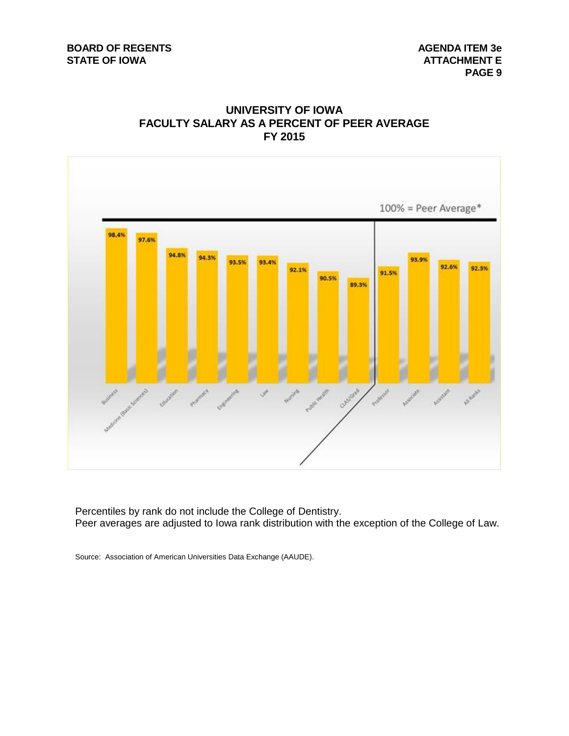BOARD OF REGENTS
STATE OF IOWA

AGENDA ITEM 3e
ATTACHMENT E

## UNIVERSITY OF IOWA
## FACULTY SALARY AS A PERCENT OF PEER AVERAGE
## FY 2015

100% = Peer Average*

| Category | Percent of Peer Average |
|---|---|
| Business | 98.4% |
| Medicine (Basic Sciences) | 97.6% |
| Education | 94.8% |
| Pharmacy | 94.3% |
| Engineering | 93.5% |
| Law | 93.4% |
| Nursing | 92.1% |
| Public Health | 90.5% |
| CLAS/Grad | 89.3% |
| Professor | 91.5% |
| Associate | 93.9% |
| Assistant | 92.6% |
| All Ranks | 92.3% |

Percentiles by rank do not include the College of Dentistry.
Peer averages are adjusted to Iowa rank distribution with the exception of the College of Law.

Source: Association of American Universities Data Exchange (AAUDE).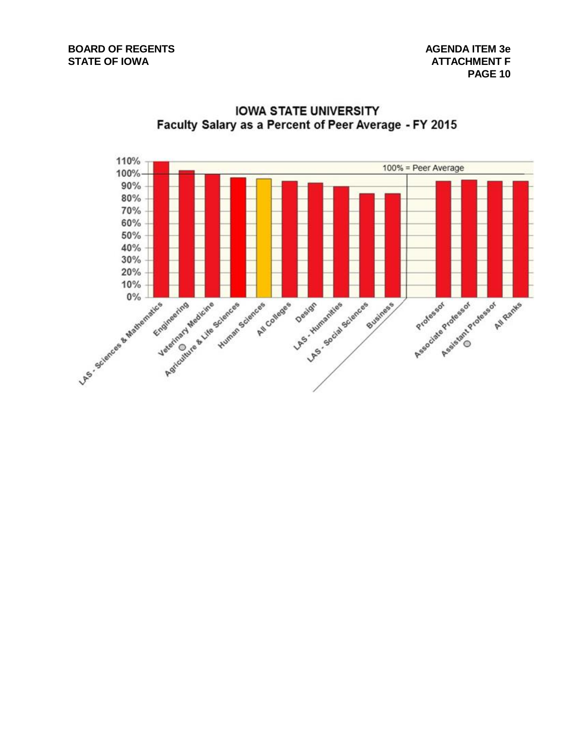## IOWA STATE UNIVERSITY
### Faculty Salary as a Percent of Peer Average - FY 2015

100% = Peer Average

| Category | Percent of Peer Average |
|---|---|
| LAS - Sciences & Mathematics | 110% |
| Engineering | 103% |
| Veterinary Medicine | 100% |
| Agriculture & Life Sciences | 97% |
| Human Sciences | 96% |
| All Colleges | 94% |
| Design | 93% |
| LAS - Humanities | 90% |
| LAS - Social Sciences | 84% |
| Business | 84% |
| Professor | 94% |
| Associate Professor | 95% |
| Assistant Professor | 94% |
| All Ranks | 94% |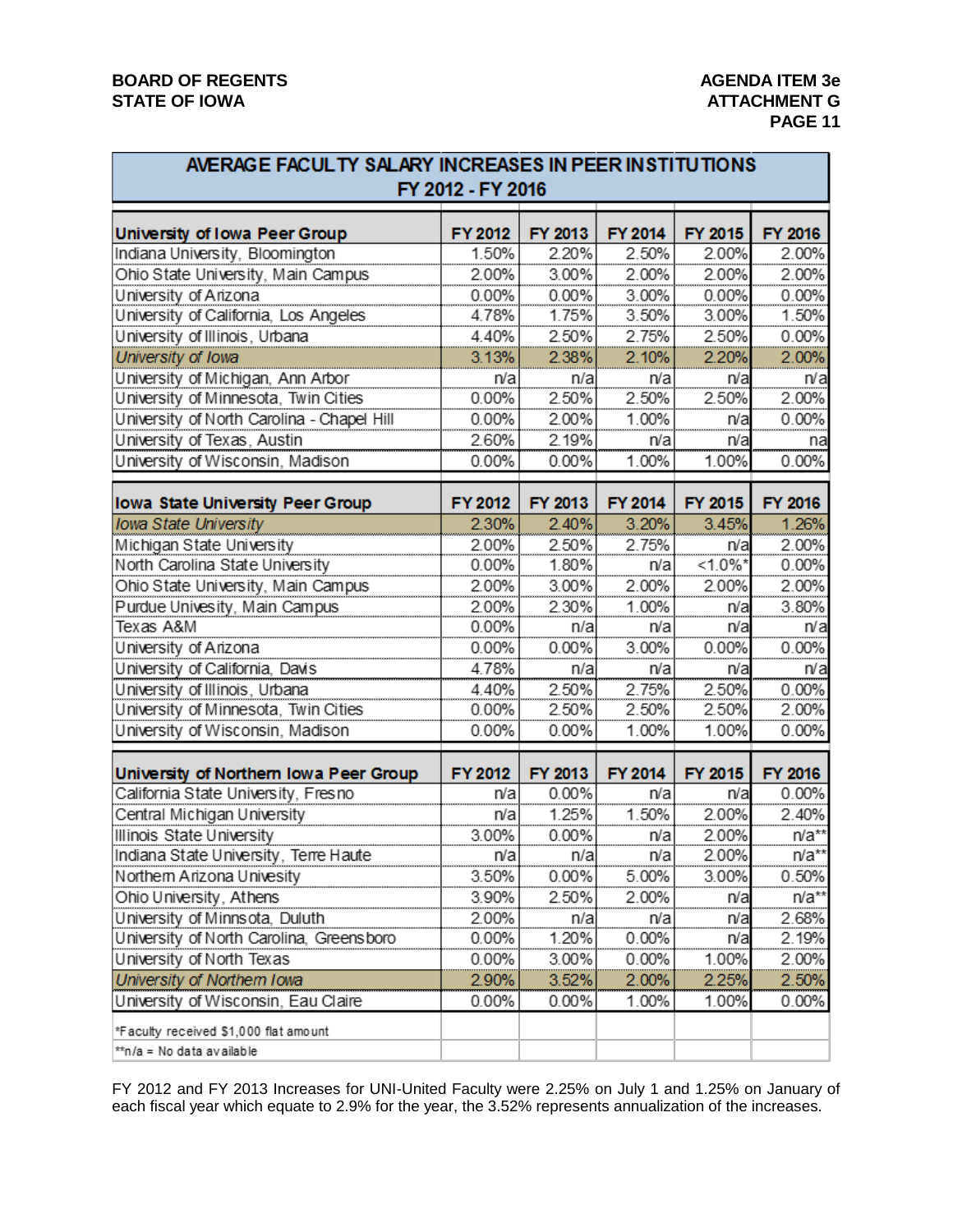**BOARD OF REGENTS**
**STATE OF IOWA**

**AGENDA ITEM 3e**
**ATTACHMENT G**

## AVERAGE FACULTY SALARY INCREASES IN PEER INSTITUTIONS FY 2012 - FY 2016

| University of Iowa Peer Group | FY 2012 | FY 2013 | FY 2014 | FY 2015 | FY 2016 |
|---|---|---|---|---|---|
| Indiana University, Bloomington | 1.50% | 2.20% | 2.50% | 2.00% | 2.00% |
| Ohio State University, Main Campus | 2.00% | 3.00% | 2.00% | 2.00% | 2.00% |
| University of Arizona | 0.00% | 0.00% | 3.00% | 0.00% | 0.00% |
| University of California, Los Angeles | 4.78% | 1.75% | 3.50% | 3.00% | 1.50% |
| University of Illinois, Urbana | 4.40% | 2.50% | 2.75% | 2.50% | 0.00% |
| *University of Iowa* | 3.13% | 2.38% | 2.10% | 2.20% | 2.00% |
| University of Michigan, Ann Arbor | n/a | n/a | n/a | n/a | n/a |
| University of Minnesota, Twin Cities | 0.00% | 2.50% | 2.50% | 2.50% | 2.00% |
| University of North Carolina - Chapel Hill | 0.00% | 2.00% | 1.00% | n/a | 0.00% |
| University of Texas, Austin | 2.60% | 2.19% | n/a | n/a | na |
| University of Wisconsin, Madison | 0.00% | 0.00% | 1.00% | 1.00% | 0.00% |

| Iowa State University Peer Group | FY 2012 | FY 2013 | FY 2014 | FY 2015 | FY 2016 |
|---|---|---|---|---|---|
| *Iowa State University* | 2.30% | 2.40% | 3.20% | 3.45% | 1.26% |
| Michigan State University | 2.00% | 2.50% | 2.75% | n/a | 2.00% |
| North Carolina State University | 0.00% | 1.80% | n/a | <1.0%* | 0.00% |
| Ohio State University, Main Campus | 2.00% | 3.00% | 2.00% | 2.00% | 2.00% |
| Purdue Univesity, Main Campus | 2.00% | 2.30% | 1.00% | n/a | 3.80% |
| Texas A&M | 0.00% | n/a | n/a | n/a | n/a |
| University of Arizona | 0.00% | 0.00% | 3.00% | 0.00% | 0.00% |
| University of California, Davis | 4.78% | n/a | n/a | n/a | n/a |
| University of Illinois, Urbana | 4.40% | 2.50% | 2.75% | 2.50% | 0.00% |
| University of Minnesota, Twin Cities | 0.00% | 2.50% | 2.50% | 2.50% | 2.00% |
| University of Wisconsin, Madison | 0.00% | 0.00% | 1.00% | 1.00% | 0.00% |

| University of Northern Iowa Peer Group | FY 2012 | FY 2013 | FY 2014 | FY 2015 | FY 2016 |
|---|---|---|---|---|---|
| California State University, Fresno | n/a | 0.00% | n/a | n/a | 0.00% |
| Central Michigan University | n/a | 1.25% | 1.50% | 2.00% | 2.40% |
| Illinois State University | 3.00% | 0.00% | n/a | 2.00% | n/a** |
| Indiana State University, Terre Haute | n/a | n/a | n/a | 2.00% | n/a** |
| Northern Arizona Univesity | 3.50% | 0.00% | 5.00% | 3.00% | 0.50% |
| Ohio University, Athens | 3.90% | 2.50% | 2.00% | n/a | n/a** |
| University of Minnsota, Duluth | 2.00% | n/a | n/a | n/a | 2.68% |
| University of North Carolina, Greensboro | 0.00% | 1.20% | 0.00% | n/a | 2.19% |
| University of North Texas | 0.00% | 3.00% | 0.00% | 1.00% | 2.00% |
| *University of Northern Iowa* | 2.90% | 3.52% | 2.00% | 2.25% | 2.50% |
| University of Wisconsin, Eau Claire | 0.00% | 0.00% | 1.00% | 1.00% | 0.00% |

*Faculty received $1,000 flat amount
**n/a = No data available

FY 2012 and FY 2013 Increases for UNI-United Faculty were 2.25% on July 1 and 1.25% on January of each fiscal year which equate to 2.9% for the year, the 3.52% represents annualization of the increases.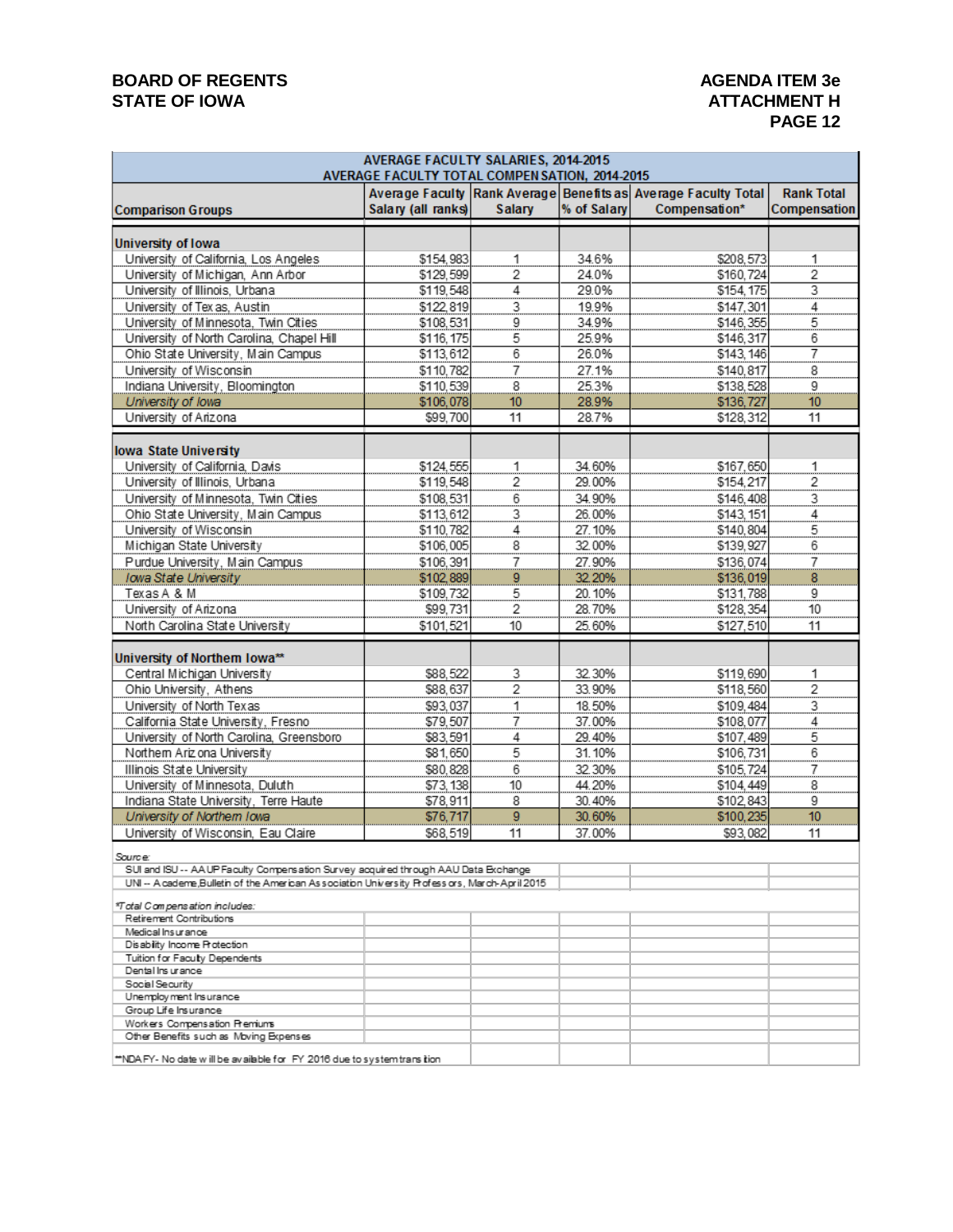BOARD OF REGENTS
STATE OF IOWA

AGENDA ITEM 3e
ATTACHMENT H
PAGE 12

## AVERAGE FACULTY SALARIES, 2014-2015
## AVERAGE FACULTY TOTAL COMPENSATION, 2014-2015

| Comparison Groups | Average Faculty Salary (all ranks) | Rank Average Salary | Benefits as % of Salary | Average Faculty Total Compensation* | Rank Total Compensation |
|---|---|---|---|---|---|
| **University of Iowa** | | | | | |
| University of California, Los Angeles | $154,983 | 1 | 34.6% | $208,573 | 1 |
| University of Michigan, Ann Arbor | $129,599 | 2 | 24.0% | $160,724 | 2 |
| University of Illinois, Urbana | $119,548 | 4 | 29.0% | $154,175 | 3 |
| University of Texas, Austin | $122,819 | 3 | 19.9% | $147,301 | 4 |
| University of Minnesota, Twin Cities | $108,531 | 9 | 34.9% | $146,355 | 5 |
| University of North Carolina, Chapel Hill | $116,175 | 5 | 25.9% | $146,317 | 6 |
| Ohio State University, Main Campus | $113,612 | 6 | 26.0% | $143,146 | 7 |
| University of Wisconsin | $110,782 | 7 | 27.1% | $140,817 | 8 |
| Indiana University, Bloomington | $110,539 | 8 | 25.3% | $138,528 | 9 |
| *University of Iowa* | $106,078 | 10 | 28.9% | $136,727 | 10 |
| University of Arizona | $99,700 | 11 | 28.7% | $128,312 | 11 |
| **Iowa State University** | | | | | |
| University of California, Davis | $124,555 | 1 | 34.60% | $167,650 | 1 |
| University of Illinois, Urbana | $119,548 | 2 | 29.00% | $154,217 | 2 |
| University of Minnesota, Twin Cities | $108,531 | 6 | 34.90% | $146,408 | 3 |
| Ohio State University, Main Campus | $113,612 | 3 | 26.00% | $143,151 | 4 |
| University of Wisconsin | $110,782 | 4 | 27.10% | $140,804 | 5 |
| Michigan State University | $106,005 | 8 | 32.00% | $139,927 | 6 |
| Purdue University, Main Campus | $106,391 | 7 | 27.90% | $136,074 | 7 |
| *Iowa State University* | $102,889 | 9 | 32.20% | $136,019 | 8 |
| Texas A & M | $109,732 | 5 | 20.10% | $131,788 | 9 |
| University of Arizona | $99,731 | 2 | 28.70% | $128,354 | 10 |
| North Carolina State University | $101,521 | 10 | 25.60% | $127,510 | 11 |
| **University of Northern Iowa**** | | | | | |
| Central Michigan University | $88,522 | 3 | 32.30% | $119,690 | 1 |
| Ohio University, Athens | $88,637 | 2 | 33.90% | $118,560 | 2 |
| University of North Texas | $93,037 | 1 | 18.50% | $109,484 | 3 |
| California State University, Fresno | $79,507 | 7 | 37.00% | $108,077 | 4 |
| University of North Carolina, Greensboro | $83,591 | 4 | 29.40% | $107,489 | 5 |
| Northern Arizona University | $81,650 | 5 | 31.10% | $106,731 | 6 |
| Illinois State University | $80,828 | 6 | 32.30% | $105,724 | 7 |
| University of Minnesota, Duluth | $73,138 | 10 | 44.20% | $104,449 | 8 |
| Indiana State University, Terre Haute | $78,911 | 8 | 30.40% | $102,843 | 9 |
| *University of Northern Iowa* | $76,717 | 9 | 30.60% | $100,235 | 10 |
| University of Wisconsin, Eau Claire | $68,519 | 11 | 37.00% | $93,082 | 11 |

*Source:*
SUI and ISU -- AAUP Faculty Compensation Survey acquired through AAU Data Exchange
UNI -- Academe,Bulletin of the American Association University Professors, March-April 2015

*Total Compensation includes:
- Retirement Contributions
- Medical Insurance
- Disability Income Protection
- Tuition for Faculty Dependents
- Dental Insurance
- Social Security
- Unemployment Insurance
- Group Life Insurance
- Workers Compensation Premiums
- Other Benefits such as Moving Expenses

**NDAFY- No date will be available for FY 2016 due to system transition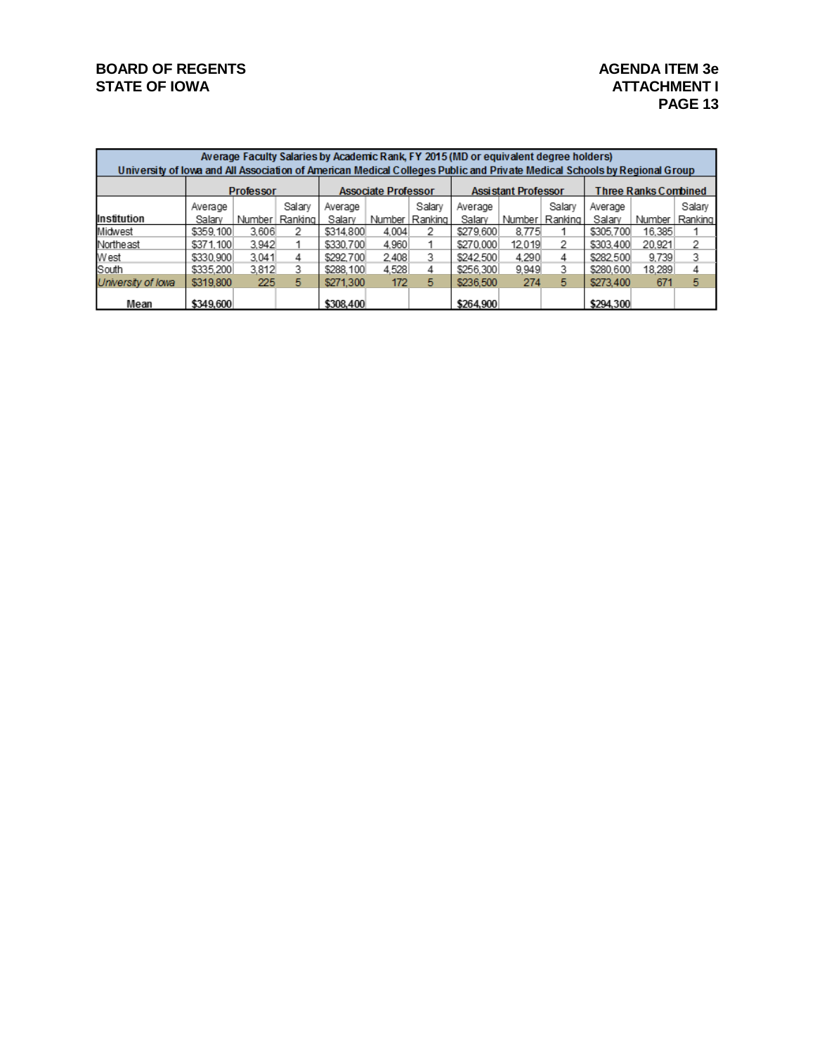**Average Faculty Salaries by Academic Rank, FY 2015 (MD or equivalent degree holders)**
**University of Iowa and All Association of American Medical Colleges Public and Private Medical Schools by Regional Group**

| | Professor | | | Associate Professor | | | Assistant Professor | | | Three Ranks Combined | | |
|---|---|---|---|---|---|---|---|---|---|---|---|---|
| Institution | Average Salary | Number | Salary Ranking | Average Salary | Number | Salary Ranking | Average Salary | Number | Salary Ranking | Average Salary | Number | Salary Ranking |
| Midwest | $359,100 | 3,606 | 2 | $314,800 | 4,004 | 2 | $279,600 | 8,775 | 1 | $305,700 | 16,385 | 1 |
| Northeast | $371,100 | 3,942 | 1 | $330,700 | 4,960 | 1 | $270,000 | 12,019 | 2 | $303,400 | 20,921 | 2 |
| West | $330,900 | 3,041 | 4 | $292,700 | 2,408 | 3 | $242,500 | 4,290 | 4 | $282,500 | 9,739 | 3 |
| South | $335,200 | 3,812 | 3 | $288,100 | 4,528 | 4 | $256,300 | 9,949 | 3 | $280,600 | 18,289 | 4 |
| *University of Iowa* | $319,800 | 225 | 5 | $271,300 | 172 | 5 | $236,500 | 274 | 5 | $273,400 | 671 | 5 |
| **Mean** | $349,600 | | | $308,400 | | | $264,900 | | | $294,300 | | |